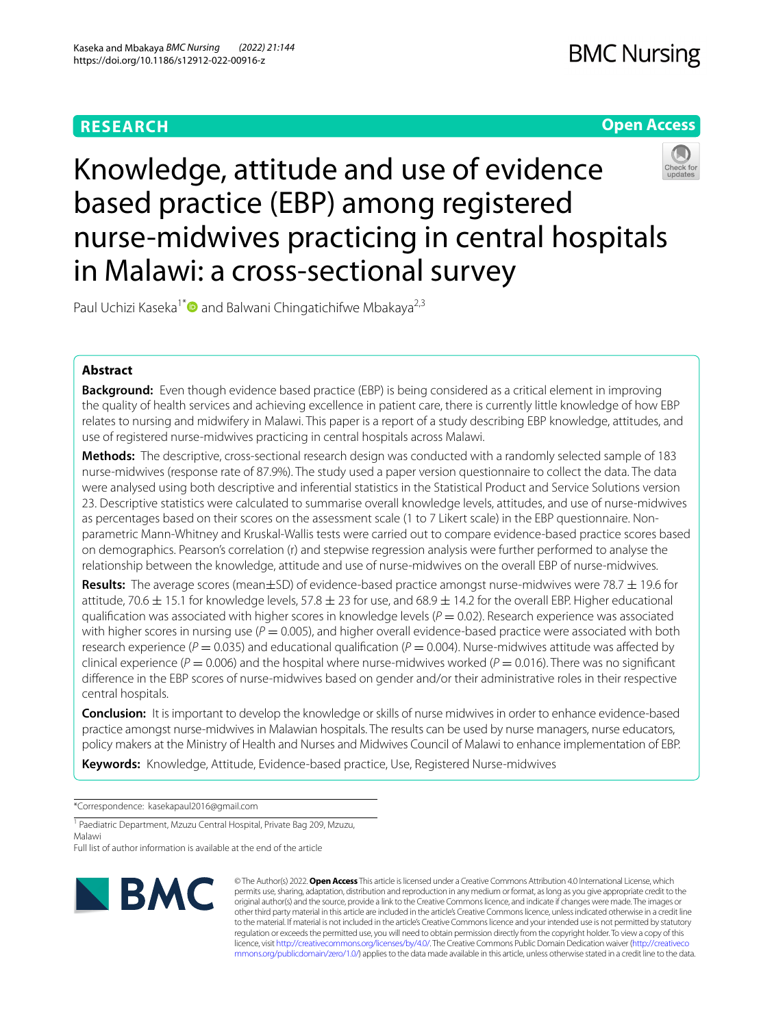RESEARCH

Open Access

# Knowledge, attitude and use of evidence based practice (EBP) among registered nurse-midwives practicing in central hospitals in Malawi: a cross-sectional survey

Paul Uchizi Kaseka[1*] and Balwani Chingatichifwe Mbakaya[2,3]

## Abstract

**Background:** Even though evidence based practice (EBP) is being considered as a critical element in improving the quality of health services and achieving excellence in patient care, there is currently little knowledge of how EBP relates to nursing and midwifery in Malawi. This paper is a report of a study describing EBP knowledge, attitudes, and use of registered nurse-midwives practicing in central hospitals across Malawi.

**Methods:** The descriptive, cross-sectional research design was conducted with a randomly selected sample of 183 nurse-midwives (response rate of 87.9%). The study used a paper version questionnaire to collect the data. The data were analysed using both descriptive and inferential statistics in the Statistical Product and Service Solutions version 23. Descriptive statistics were calculated to summarise overall knowledge levels, attitudes, and use of nurse-midwives as percentages based on their scores on the assessment scale (1 to 7 Likert scale) in the EBP questionnaire. Non-parametric Mann-Whitney and Kruskal-Wallis tests were carried out to compare evidence-based practice scores based on demographics. Pearson's correlation (r) and stepwise regression analysis were further performed to analyse the relationship between the knowledge, attitude and use of nurse-midwives on the overall EBP of nurse-midwives.

**Results:** The average scores (mean±SD) of evidence-based practice amongst nurse-midwives were 78.7 ± 19.6 for attitude, 70.6 ± 15.1 for knowledge levels, 57.8 ± 23 for use, and 68.9 ± 14.2 for the overall EBP. Higher educational qualification was associated with higher scores in knowledge levels ($P = 0.02$). Research experience was associated with higher scores in nursing use ($P = 0.005$), and higher overall evidence-based practice were associated with both research experience ($P = 0.035$) and educational qualification ($P = 0.004$). Nurse-midwives attitude was affected by clinical experience ($P = 0.006$) and the hospital where nurse-midwives worked ($P = 0.016$). There was no significant difference in the EBP scores of nurse-midwives based on gender and/or their administrative roles in their respective central hospitals.

**Conclusion:** It is important to develop the knowledge or skills of nurse midwives in order to enhance evidence-based practice amongst nurse-midwives in Malawian hospitals. The results can be used by nurse managers, nurse educators, policy makers at the Ministry of Health and Nurses and Midwives Council of Malawi to enhance implementation of EBP.

**Keywords:** Knowledge, Attitude, Evidence-based practice, Use, Registered Nurse-midwives

*Correspondence: kasekapaul2016@gmail.com

[1] Paediatric Department, Mzuzu Central Hospital, Private Bag 209, Mzuzu, Malawi

Full list of author information is available at the end of the article

© The Author(s) 2022. **Open Access** This article is licensed under a Creative Commons Attribution 4.0 International License, which permits use, sharing, adaptation, distribution and reproduction in any medium or format, as long as you give appropriate credit to the original author(s) and the source, provide a link to the Creative Commons licence, and indicate if changes were made. The images or other third party material in this article are included in the article's Creative Commons licence, unless indicated otherwise in a credit line to the material. If material is not included in the article's Creative Commons licence and your intended use is not permitted by statutory regulation or exceeds the permitted use, you will need to obtain permission directly from the copyright holder. To view a copy of this licence, visit http://creativecommons.org/licenses/by/4.0/. The Creative Commons Public Domain Dedication waiver (http://creativecommons.org/publicdomain/zero/1.0/) applies to the data made available in this article, unless otherwise stated in a credit line to the data.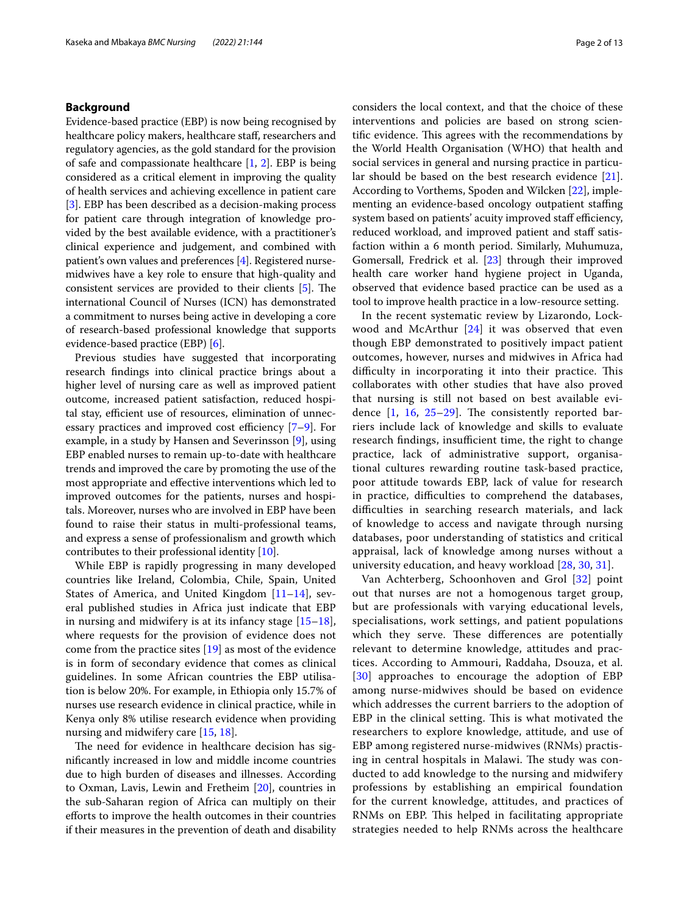## Background

Evidence-based practice (EBP) is now being recognised by healthcare policy makers, healthcare staff, researchers and regulatory agencies, as the gold standard for the provision of safe and compassionate healthcare [1, 2]. EBP is being considered as a critical element in improving the quality of health services and achieving excellence in patient care [3]. EBP has been described as a decision-making process for patient care through integration of knowledge provided by the best available evidence, with a practitioner's clinical experience and judgement, and combined with patient's own values and preferences [4]. Registered nurse-midwives have a key role to ensure that high-quality and consistent services are provided to their clients [5]. The international Council of Nurses (ICN) has demonstrated a commitment to nurses being active in developing a core of research-based professional knowledge that supports evidence-based practice (EBP) [6].

Previous studies have suggested that incorporating research findings into clinical practice brings about a higher level of nursing care as well as improved patient outcome, increased patient satisfaction, reduced hospital stay, efficient use of resources, elimination of unnecessary practices and improved cost efficiency [7–9]. For example, in a study by Hansen and Severinsson [9], using EBP enabled nurses to remain up-to-date with healthcare trends and improved the care by promoting the use of the most appropriate and effective interventions which led to improved outcomes for the patients, nurses and hospitals. Moreover, nurses who are involved in EBP have been found to raise their status in multi-professional teams, and express a sense of professionalism and growth which contributes to their professional identity [10].

While EBP is rapidly progressing in many developed countries like Ireland, Colombia, Chile, Spain, United States of America, and United Kingdom [11–14], several published studies in Africa just indicate that EBP in nursing and midwifery is at its infancy stage [15–18], where requests for the provision of evidence does not come from the practice sites [19] as most of the evidence is in form of secondary evidence that comes as clinical guidelines. In some African countries the EBP utilisation is below 20%. For example, in Ethiopia only 15.7% of nurses use research evidence in clinical practice, while in Kenya only 8% utilise research evidence when providing nursing and midwifery care [15, 18].

The need for evidence in healthcare decision has significantly increased in low and middle income countries due to high burden of diseases and illnesses. According to Oxman, Lavis, Lewin and Fretheim [20], countries in the sub-Saharan region of Africa can multiply on their efforts to improve the health outcomes in their countries if their measures in the prevention of death and disability considers the local context, and that the choice of these interventions and policies are based on strong scientific evidence. This agrees with the recommendations by the World Health Organisation (WHO) that health and social services in general and nursing practice in particular should be based on the best research evidence [21]. According to Vorthems, Spoden and Wilcken [22], implementing an evidence-based oncology outpatient staffing system based on patients' acuity improved staff efficiency, reduced workload, and improved patient and staff satisfaction within a 6 month period. Similarly, Muhumuza, Gomersall, Fredrick et al. [23] through their improved health care worker hand hygiene project in Uganda, observed that evidence based practice can be used as a tool to improve health practice in a low-resource setting.

In the recent systematic review by Lizarondo, Lockwood and McArthur [24] it was observed that even though EBP demonstrated to positively impact patient outcomes, however, nurses and midwives in Africa had difficulty in incorporating it into their practice. This collaborates with other studies that have also proved that nursing is still not based on best available evidence [1, 16, 25–29]. The consistently reported barriers include lack of knowledge and skills to evaluate research findings, insufficient time, the right to change practice, lack of administrative support, organisational cultures rewarding routine task-based practice, poor attitude towards EBP, lack of value for research in practice, difficulties to comprehend the databases, difficulties in searching research materials, and lack of knowledge to access and navigate through nursing databases, poor understanding of statistics and critical appraisal, lack of knowledge among nurses without a university education, and heavy workload [28, 30, 31].

Van Achterberg, Schoonhoven and Grol [32] point out that nurses are not a homogenous target group, but are professionals with varying educational levels, specialisations, work settings, and patient populations which they serve. These differences are potentially relevant to determine knowledge, attitudes and practices. According to Ammouri, Raddaha, Dsouza, et al. [30] approaches to encourage the adoption of EBP among nurse-midwives should be based on evidence which addresses the current barriers to the adoption of EBP in the clinical setting. This is what motivated the researchers to explore knowledge, attitude, and use of EBP among registered nurse-midwives (RNMs) practising in central hospitals in Malawi. The study was conducted to add knowledge to the nursing and midwifery professions by establishing an empirical foundation for the current knowledge, attitudes, and practices of RNMs on EBP. This helped in facilitating appropriate strategies needed to help RNMs across the healthcare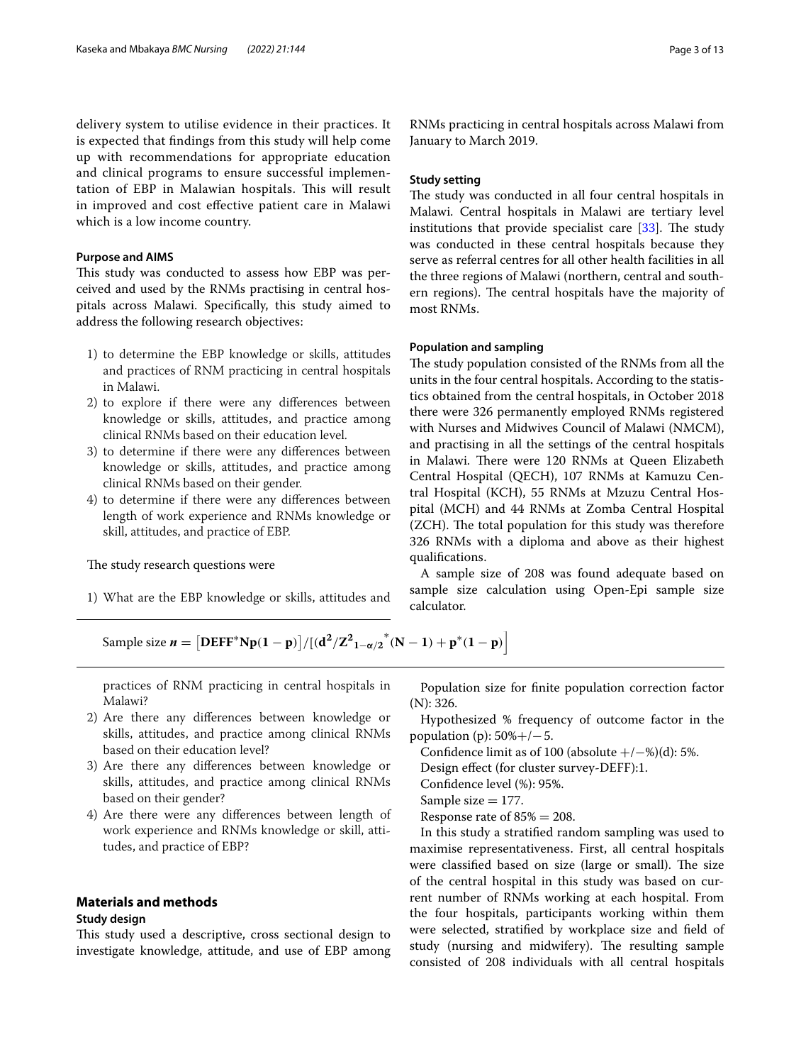delivery system to utilise evidence in their practices. It is expected that findings from this study will help come up with recommendations for appropriate education and clinical programs to ensure successful implementation of EBP in Malawian hospitals. This will result in improved and cost effective patient care in Malawi which is a low income country.

### Purpose and AIMS

This study was conducted to assess how EBP was perceived and used by the RNMs practising in central hospitals across Malawi. Specifically, this study aimed to address the following research objectives:

1) to determine the EBP knowledge or skills, attitudes and practices of RNM practicing in central hospitals in Malawi.
2) to explore if there were any differences between knowledge or skills, attitudes, and practice among clinical RNMs based on their education level.
3) to determine if there were any differences between knowledge or skills, attitudes, and practice among clinical RNMs based on their gender.
4) to determine if there were any differences between length of work experience and RNMs knowledge or skill, attitudes, and practice of EBP.

The study research questions were

1) What are the EBP knowledge or skills, attitudes and practices of RNM practicing in central hospitals in Malawi?
2) Are there any differences between knowledge or skills, attitudes, and practice among clinical RNMs based on their education level?
3) Are there any differences between knowledge or skills, attitudes, and practice among clinical RNMs based on their gender?
4) Are there were any differences between length of work experience and RNMs knowledge or skill, attitudes, and practice of EBP?

## Materials and methods

### Study design

This study used a descriptive, cross sectional design to investigate knowledge, attitude, and use of EBP among RNMs practicing in central hospitals across Malawi from January to March 2019.

### Study setting

The study was conducted in all four central hospitals in Malawi. Central hospitals in Malawi are tertiary level institutions that provide specialist care [33]. The study was conducted in these central hospitals because they serve as referral centres for all other health facilities in all the three regions of Malawi (northern, central and southern regions). The central hospitals have the majority of most RNMs.

### Population and sampling

The study population consisted of the RNMs from all the units in the four central hospitals. According to the statistics obtained from the central hospitals, in October 2018 there were 326 permanently employed RNMs registered with Nurses and Midwives Council of Malawi (NMCM), and practising in all the settings of the central hospitals in Malawi. There were 120 RNMs at Queen Elizabeth Central Hospital (QECH), 107 RNMs at Kamuzu Central Hospital (KCH), 55 RNMs at Mzuzu Central Hospital (MCH) and 44 RNMs at Zomba Central Hospital (ZCH). The total population for this study was therefore 326 RNMs with a diploma and above as their highest qualifications.

A sample size of 208 was found adequate based on sample size calculation using Open-Epi sample size calculator.

$$\text{Sample size } \boldsymbol{n} = \left[\mathbf{DEFF^{*}Np(1-p)}\right]/\left[(\mathbf{d^2/Z^2_{1-\alpha/2}}^{*}(\mathbf{N-1}) + \mathbf{p^{*}(1-p)}\right]$$

Population size for finite population correction factor (N): 326.

Hypothesized % frequency of outcome factor in the population (p): 50%+/−5.

Confidence limit as of 100 (absolute +/−%)(d): 5%.

Design effect (for cluster survey-DEFF):1.

Confidence level (%): 95%.

Sample size = 177.

Response rate of 85% = 208.

In this study a stratified random sampling was used to maximise representativeness. First, all central hospitals were classified based on size (large or small). The size of the central hospital in this study was based on current number of RNMs working at each hospital. From the four hospitals, participants working within them were selected, stratified by workplace size and field of study (nursing and midwifery). The resulting sample consisted of 208 individuals with all central hospitals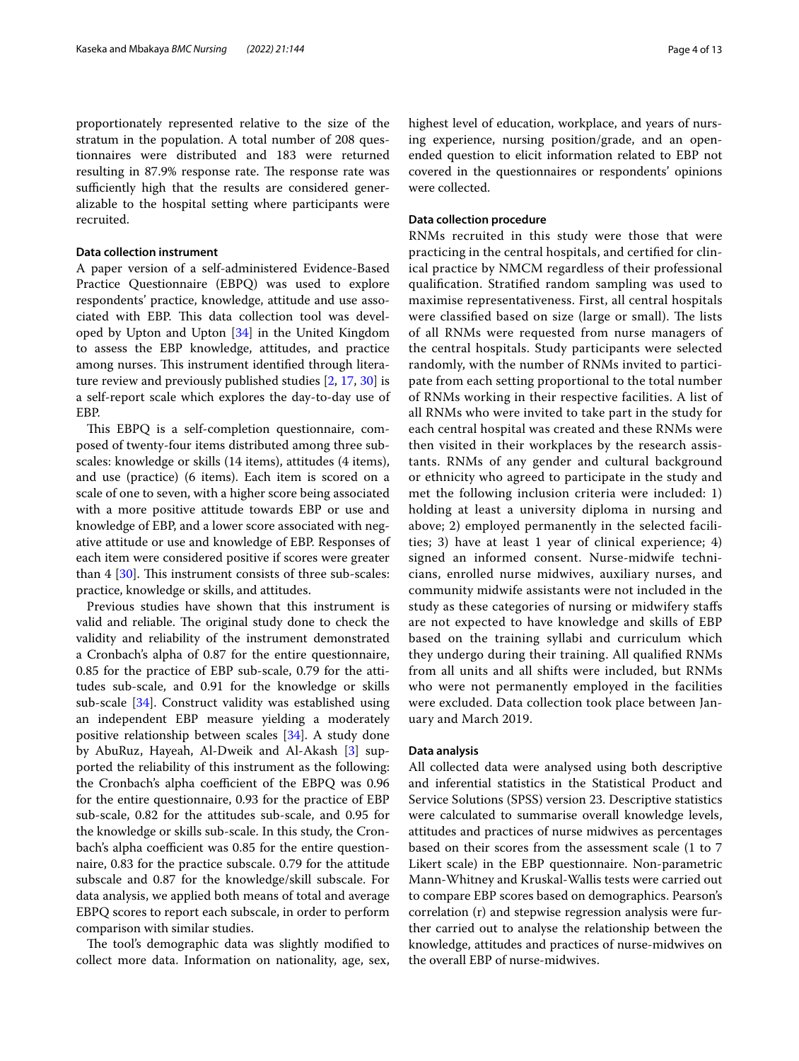proportionately represented relative to the size of the stratum in the population. A total number of 208 questionnaires were distributed and 183 were returned resulting in 87.9% response rate. The response rate was sufficiently high that the results are considered generalizable to the hospital setting where participants were recruited.

### Data collection instrument

A paper version of a self-administered Evidence-Based Practice Questionnaire (EBPQ) was used to explore respondents' practice, knowledge, attitude and use associated with EBP. This data collection tool was developed by Upton and Upton [34] in the United Kingdom to assess the EBP knowledge, attitudes, and practice among nurses. This instrument identified through literature review and previously published studies [2, 17, 30] is a self-report scale which explores the day-to-day use of EBP.

This EBPQ is a self-completion questionnaire, composed of twenty-four items distributed among three subscales: knowledge or skills (14 items), attitudes (4 items), and use (practice) (6 items). Each item is scored on a scale of one to seven, with a higher score being associated with a more positive attitude towards EBP or use and knowledge of EBP, and a lower score associated with negative attitude or use and knowledge of EBP. Responses of each item were considered positive if scores were greater than 4 [30]. This instrument consists of three sub-scales: practice, knowledge or skills, and attitudes.

Previous studies have shown that this instrument is valid and reliable. The original study done to check the validity and reliability of the instrument demonstrated a Cronbach's alpha of 0.87 for the entire questionnaire, 0.85 for the practice of EBP sub-scale, 0.79 for the attitudes sub-scale, and 0.91 for the knowledge or skills sub-scale [34]. Construct validity was established using an independent EBP measure yielding a moderately positive relationship between scales [34]. A study done by AbuRuz, Hayeah, Al-Dweik and Al-Akash [3] supported the reliability of this instrument as the following: the Cronbach's alpha coefficient of the EBPQ was 0.96 for the entire questionnaire, 0.93 for the practice of EBP sub-scale, 0.82 for the attitudes sub-scale, and 0.95 for the knowledge or skills sub-scale. In this study, the Cronbach's alpha coefficient was 0.85 for the entire questionnaire, 0.83 for the practice subscale. 0.79 for the attitude subscale and 0.87 for the knowledge/skill subscale. For data analysis, we applied both means of total and average EBPQ scores to report each subscale, in order to perform comparison with similar studies.

The tool's demographic data was slightly modified to collect more data. Information on nationality, age, sex, highest level of education, workplace, and years of nursing experience, nursing position/grade, and an open-ended question to elicit information related to EBP not covered in the questionnaires or respondents' opinions were collected.

### Data collection procedure

RNMs recruited in this study were those that were practicing in the central hospitals, and certified for clinical practice by NMCM regardless of their professional qualification. Stratified random sampling was used to maximise representativeness. First, all central hospitals were classified based on size (large or small). The lists of all RNMs were requested from nurse managers of the central hospitals. Study participants were selected randomly, with the number of RNMs invited to participate from each setting proportional to the total number of RNMs working in their respective facilities. A list of all RNMs who were invited to take part in the study for each central hospital was created and these RNMs were then visited in their workplaces by the research assistants. RNMs of any gender and cultural background or ethnicity who agreed to participate in the study and met the following inclusion criteria were included: 1) holding at least a university diploma in nursing and above; 2) employed permanently in the selected facilities; 3) have at least 1 year of clinical experience; 4) signed an informed consent. Nurse-midwife technicians, enrolled nurse midwives, auxiliary nurses, and community midwife assistants were not included in the study as these categories of nursing or midwifery staffs are not expected to have knowledge and skills of EBP based on the training syllabi and curriculum which they undergo during their training. All qualified RNMs from all units and all shifts were included, but RNMs who were not permanently employed in the facilities were excluded. Data collection took place between January and March 2019.

### Data analysis

All collected data were analysed using both descriptive and inferential statistics in the Statistical Product and Service Solutions (SPSS) version 23. Descriptive statistics were calculated to summarise overall knowledge levels, attitudes and practices of nurse midwives as percentages based on their scores from the assessment scale (1 to 7 Likert scale) in the EBP questionnaire. Non-parametric Mann-Whitney and Kruskal-Wallis tests were carried out to compare EBP scores based on demographics. Pearson's correlation (r) and stepwise regression analysis were further carried out to analyse the relationship between the knowledge, attitudes and practices of nurse-midwives on the overall EBP of nurse-midwives.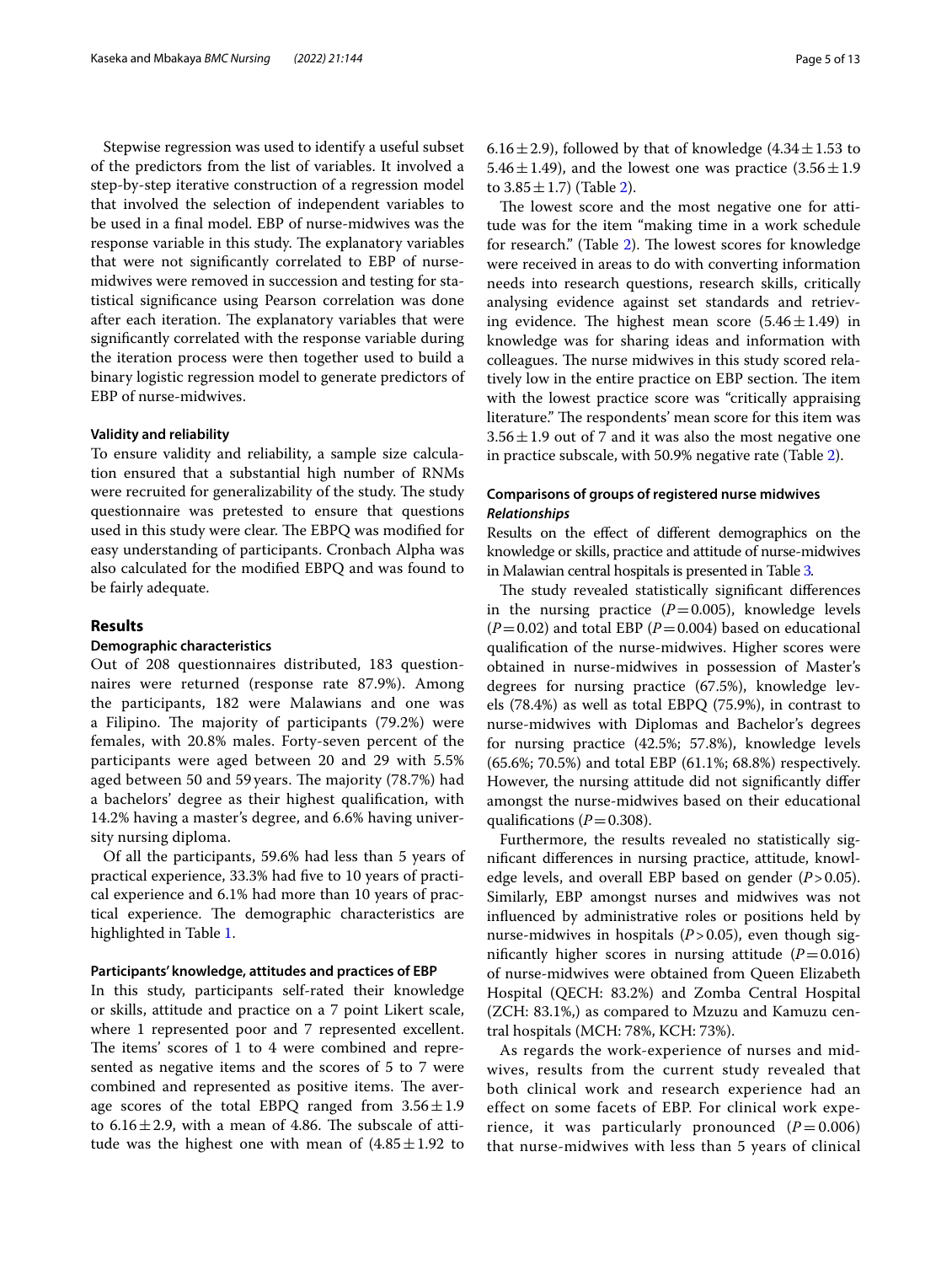Stepwise regression was used to identify a useful subset of the predictors from the list of variables. It involved a step-by-step iterative construction of a regression model that involved the selection of independent variables to be used in a final model. EBP of nurse-midwives was the response variable in this study. The explanatory variables that were not significantly correlated to EBP of nurse-midwives were removed in succession and testing for statistical significance using Pearson correlation was done after each iteration. The explanatory variables that were significantly correlated with the response variable during the iteration process were then together used to build a binary logistic regression model to generate predictors of EBP of nurse-midwives.

#### Validity and reliability

To ensure validity and reliability, a sample size calculation ensured that a substantial high number of RNMs were recruited for generalizability of the study. The study questionnaire was pretested to ensure that questions used in this study were clear. The EBPQ was modified for easy understanding of participants. Cronbach Alpha was also calculated for the modified EBPQ and was found to be fairly adequate.

## Results

### Demographic characteristics

Out of 208 questionnaires distributed, 183 questionnaires were returned (response rate 87.9%). Among the participants, 182 were Malawians and one was a Filipino. The majority of participants (79.2%) were females, with 20.8% males. Forty-seven percent of the participants were aged between 20 and 29 with 5.5% aged between 50 and 59 years. The majority (78.7%) had a bachelors' degree as their highest qualification, with 14.2% having a master's degree, and 6.6% having university nursing diploma.

Of all the participants, 59.6% had less than 5 years of practical experience, 33.3% had five to 10 years of practical experience and 6.1% had more than 10 years of practical experience. The demographic characteristics are highlighted in Table 1.

### Participants' knowledge, attitudes and practices of EBP

In this study, participants self-rated their knowledge or skills, attitude and practice on a 7 point Likert scale, where 1 represented poor and 7 represented excellent. The items' scores of 1 to 4 were combined and represented as negative items and the scores of 5 to 7 were combined and represented as positive items. The average scores of the total EBPQ ranged from $3.56 \pm 1.9$ to $6.16 \pm 2.9$, with a mean of 4.86. The subscale of attitude was the highest one with mean of ($4.85 \pm 1.92$ to $6.16 \pm 2.9$), followed by that of knowledge ($4.34 \pm 1.53$ to $5.46 \pm 1.49$), and the lowest one was practice ($3.56 \pm 1.9$ to $3.85 \pm 1.7$) (Table 2).

The lowest score and the most negative one for attitude was for the item "making time in a work schedule for research." (Table 2). The lowest scores for knowledge were received in areas to do with converting information needs into research questions, research skills, critically analysing evidence against set standards and retrieving evidence. The highest mean score ($5.46 \pm 1.49$) in knowledge was for sharing ideas and information with colleagues. The nurse midwives in this study scored relatively low in the entire practice on EBP section. The item with the lowest practice score was "critically appraising literature." The respondents' mean score for this item was $3.56 \pm 1.9$ out of 7 and it was also the most negative one in practice subscale, with 50.9% negative rate (Table 2).

### Comparisons of groups of registered nurse midwives

#### *Relationships*

Results on the effect of different demographics on the knowledge or skills, practice and attitude of nurse-midwives in Malawian central hospitals is presented in Table 3.

The study revealed statistically significant differences in the nursing practice ($P = 0.005$), knowledge levels ($P = 0.02$) and total EBP ($P = 0.004$) based on educational qualification of the nurse-midwives. Higher scores were obtained in nurse-midwives in possession of Master's degrees for nursing practice (67.5%), knowledge levels (78.4%) as well as total EBPQ (75.9%), in contrast to nurse-midwives with Diplomas and Bachelor's degrees for nursing practice (42.5%; 57.8%), knowledge levels (65.6%; 70.5%) and total EBP (61.1%; 68.8%) respectively. However, the nursing attitude did not significantly differ amongst the nurse-midwives based on their educational qualifications ($P = 0.308$).

Furthermore, the results revealed no statistically significant differences in nursing practice, attitude, knowledge levels, and overall EBP based on gender ($P > 0.05$). Similarly, EBP amongst nurses and midwives was not influenced by administrative roles or positions held by nurse-midwives in hospitals ($P > 0.05$), even though significantly higher scores in nursing attitude ($P = 0.016$) of nurse-midwives were obtained from Queen Elizabeth Hospital (QECH: 83.2%) and Zomba Central Hospital (ZCH: 83.1%,) as compared to Mzuzu and Kamuzu central hospitals (MCH: 78%, KCH: 73%).

As regards the work-experience of nurses and midwives, results from the current study revealed that both clinical work and research experience had an effect on some facets of EBP. For clinical work experience, it was particularly pronounced ($P = 0.006$) that nurse-midwives with less than 5 years of clinical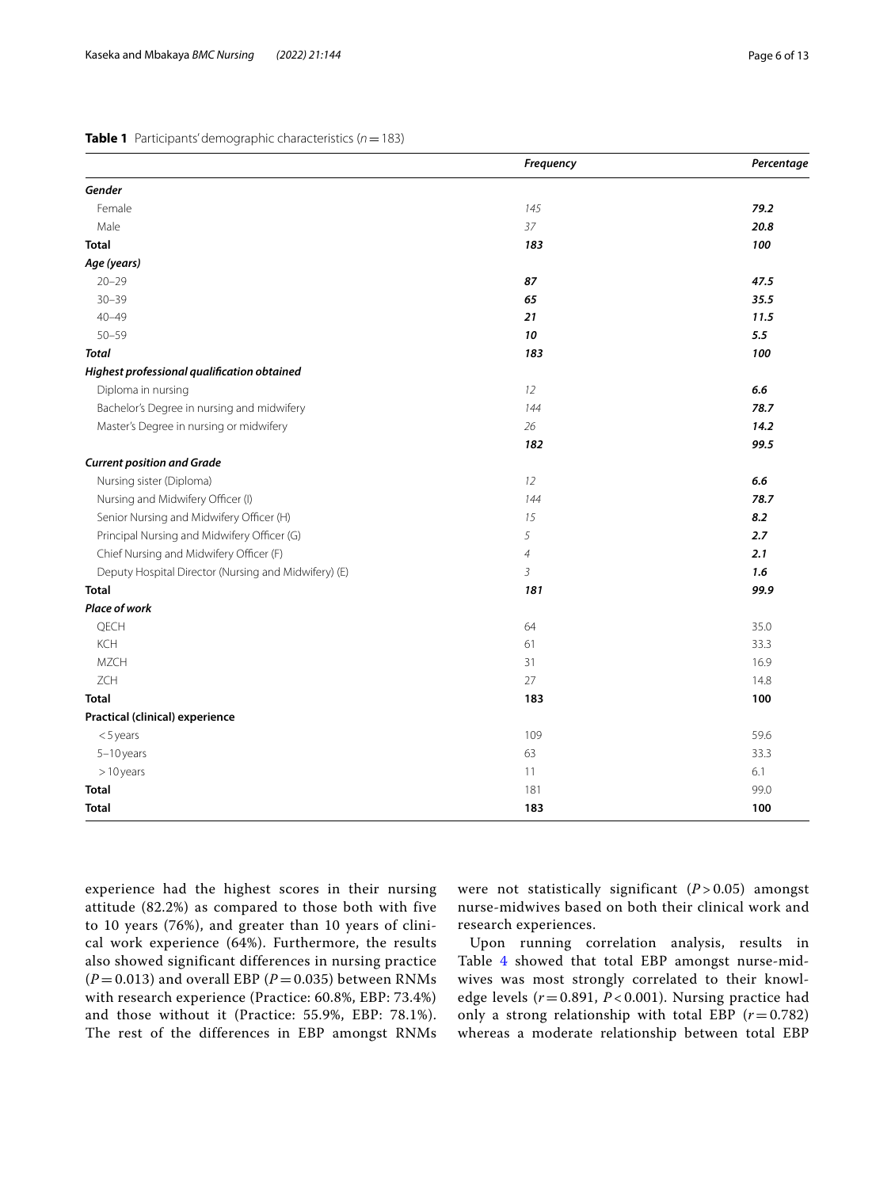**Table 1** Participants' demographic characteristics ($n = 183$)

| | *Frequency* | *Percentage* |
|---|---|---|
| ***Gender*** | | |
| Female | *145* | ***79.2*** |
| Male | *37* | ***20.8*** |
| **Total** | ***183*** | ***100*** |
| ***Age (years)*** | | |
| 20–29 | ***87*** | ***47.5*** |
| 30–39 | ***65*** | ***35.5*** |
| 40–49 | ***21*** | ***11.5*** |
| 50–59 | ***10*** | ***5.5*** |
| ***Total*** | ***183*** | ***100*** |
| ***Highest professional qualification obtained*** | | |
| Diploma in nursing | *12* | ***6.6*** |
| Bachelor's Degree in nursing and midwifery | *144* | ***78.7*** |
| Master's Degree in nursing or midwifery | *26* | ***14.2*** |
| | ***182*** | ***99.5*** |
| ***Current position and Grade*** | | |
| Nursing sister (Diploma) | *12* | ***6.6*** |
| Nursing and Midwifery Officer (I) | *144* | ***78.7*** |
| Senior Nursing and Midwifery Officer (H) | *15* | ***8.2*** |
| Principal Nursing and Midwifery Officer (G) | *5* | ***2.7*** |
| Chief Nursing and Midwifery Officer (F) | *4* | ***2.1*** |
| Deputy Hospital Director (Nursing and Midwifery) (E) | *3* | ***1.6*** |
| **Total** | ***181*** | ***99.9*** |
| ***Place of work*** | | |
| QECH | 64 | 35.0 |
| KCH | 61 | 33.3 |
| MZCH | 31 | 16.9 |
| ZCH | 27 | 14.8 |
| **Total** | **183** | **100** |
| **Practical (clinical) experience** | | |
| < 5 years | 109 | 59.6 |
| 5–10 years | 63 | 33.3 |
| > 10 years | 11 | 6.1 |
| **Total** | 181 | 99.0 |
| **Total** | **183** | **100** |

experience had the highest scores in their nursing attitude (82.2%) as compared to those both with five to 10 years (76%), and greater than 10 years of clinical work experience (64%). Furthermore, the results also showed significant differences in nursing practice ($P = 0.013$) and overall EBP ($P = 0.035$) between RNMs with research experience (Practice: 60.8%, EBP: 73.4%) and those without it (Practice: 55.9%, EBP: 78.1%). The rest of the differences in EBP amongst RNMs were not statistically significant ($P > 0.05$) amongst nurse-midwives based on both their clinical work and research experiences.

Upon running correlation analysis, results in Table 4 showed that total EBP amongst nurse-midwives was most strongly correlated to their knowledge levels ($r = 0.891$, $P < 0.001$). Nursing practice had only a strong relationship with total EBP ($r = 0.782$) whereas a moderate relationship between total EBP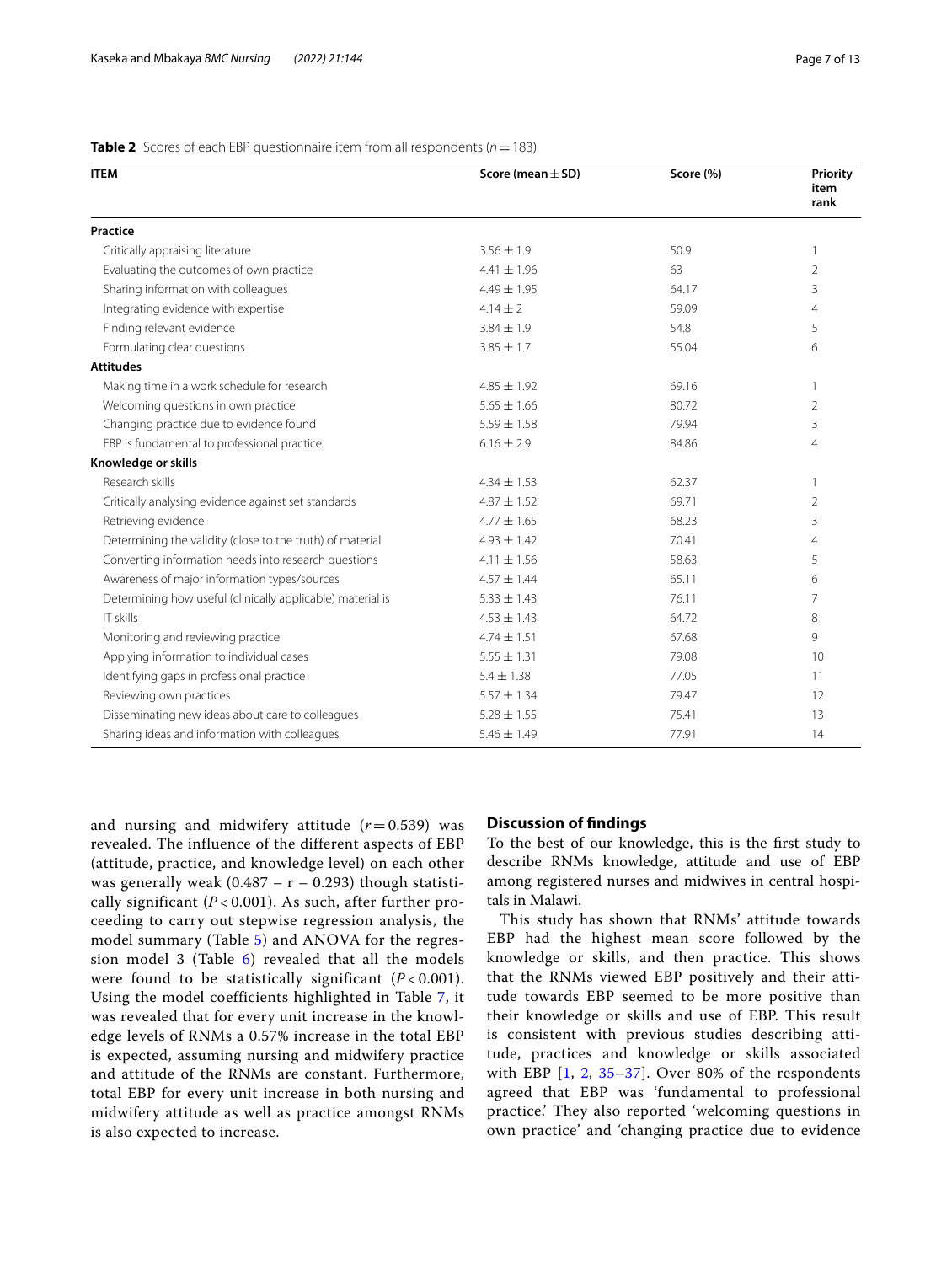**Table 2** Scores of each EBP questionnaire item from all respondents ($n = 183$)

| ITEM | Score (mean ± SD) | Score (%) | Priority item rank |
|---|---|---|---|
| **Practice** | | | |
| Critically appraising literature | 3.56 ± 1.9 | 50.9 | 1 |
| Evaluating the outcomes of own practice | 4.41 ± 1.96 | 63 | 2 |
| Sharing information with colleagues | 4.49 ± 1.95 | 64.17 | 3 |
| Integrating evidence with expertise | 4.14 ± 2 | 59.09 | 4 |
| Finding relevant evidence | 3.84 ± 1.9 | 54.8 | 5 |
| Formulating clear questions | 3.85 ± 1.7 | 55.04 | 6 |
| **Attitudes** | | | |
| Making time in a work schedule for research | 4.85 ± 1.92 | 69.16 | 1 |
| Welcoming questions in own practice | 5.65 ± 1.66 | 80.72 | 2 |
| Changing practice due to evidence found | 5.59 ± 1.58 | 79.94 | 3 |
| EBP is fundamental to professional practice | 6.16 ± 2.9 | 84.86 | 4 |
| **Knowledge or skills** | | | |
| Research skills | 4.34 ± 1.53 | 62.37 | 1 |
| Critically analysing evidence against set standards | 4.87 ± 1.52 | 69.71 | 2 |
| Retrieving evidence | 4.77 ± 1.65 | 68.23 | 3 |
| Determining the validity (close to the truth) of material | 4.93 ± 1.42 | 70.41 | 4 |
| Converting information needs into research questions | 4.11 ± 1.56 | 58.63 | 5 |
| Awareness of major information types/sources | 4.57 ± 1.44 | 65.11 | 6 |
| Determining how useful (clinically applicable) material is | 5.33 ± 1.43 | 76.11 | 7 |
| IT skills | 4.53 ± 1.43 | 64.72 | 8 |
| Monitoring and reviewing practice | 4.74 ± 1.51 | 67.68 | 9 |
| Applying information to individual cases | 5.55 ± 1.31 | 79.08 | 10 |
| Identifying gaps in professional practice | 5.4 ± 1.38 | 77.05 | 11 |
| Reviewing own practices | 5.57 ± 1.34 | 79.47 | 12 |
| Disseminating new ideas about care to colleagues | 5.28 ± 1.55 | 75.41 | 13 |
| Sharing ideas and information with colleagues | 5.46 ± 1.49 | 77.91 | 14 |

and nursing and midwifery attitude ($r = 0.539$) was revealed. The influence of the different aspects of EBP (attitude, practice, and knowledge level) on each other was generally weak ($0.487 - r - 0.293$) though statistically significant ($P < 0.001$). As such, after further proceeding to carry out stepwise regression analysis, the model summary (Table 5) and ANOVA for the regression model 3 (Table 6) revealed that all the models were found to be statistically significant ($P < 0.001$). Using the model coefficients highlighted in Table 7, it was revealed that for every unit increase in the knowledge levels of RNMs a 0.57% increase in the total EBP is expected, assuming nursing and midwifery practice and attitude of the RNMs are constant. Furthermore, total EBP for every unit increase in both nursing and midwifery attitude as well as practice amongst RNMs is also expected to increase.

## Discussion of findings

To the best of our knowledge, this is the first study to describe RNMs knowledge, attitude and use of EBP among registered nurses and midwives in central hospitals in Malawi.

This study has shown that RNMs' attitude towards EBP had the highest mean score followed by the knowledge or skills, and then practice. This shows that the RNMs viewed EBP positively and their attitude towards EBP seemed to be more positive than their knowledge or skills and use of EBP. This result is consistent with previous studies describing attitude, practices and knowledge or skills associated with EBP [1, 2, 35–37]. Over 80% of the respondents agreed that EBP was 'fundamental to professional practice.' They also reported 'welcoming questions in own practice' and 'changing practice due to evidence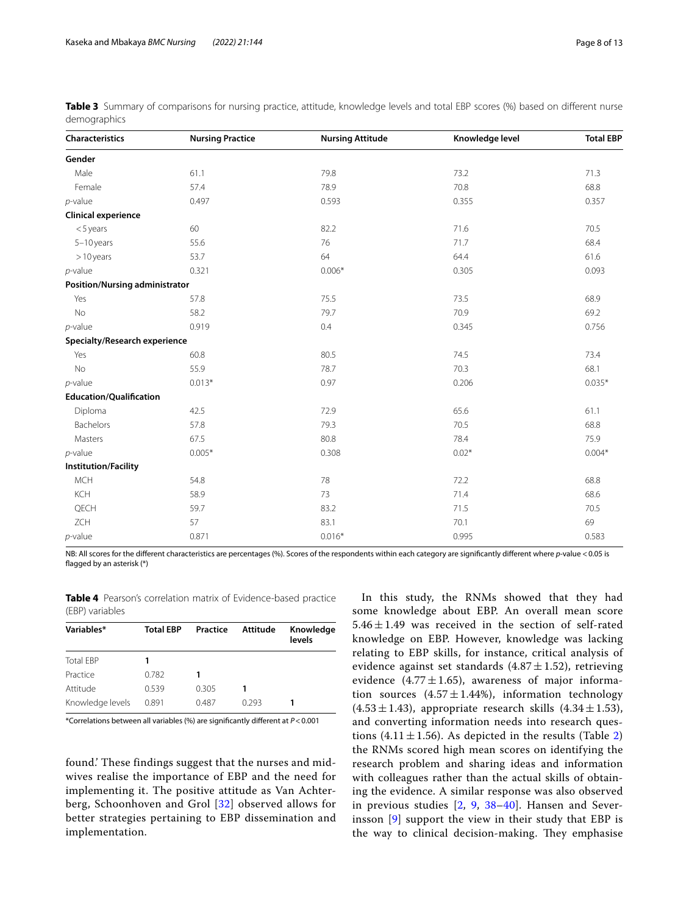**Table 3** Summary of comparisons for nursing practice, attitude, knowledge levels and total EBP scores (%) based on different nurse demographics

| Characteristics | Nursing Practice | Nursing Attitude | Knowledge level | Total EBP |
|---|---|---|---|---|
| **Gender** | | | | |
| Male | 61.1 | 79.8 | 73.2 | 71.3 |
| Female | 57.4 | 78.9 | 70.8 | 68.8 |
| *p*-value | 0.497 | 0.593 | 0.355 | 0.357 |
| **Clinical experience** | | | | |
| < 5 years | 60 | 82.2 | 71.6 | 70.5 |
| 5–10 years | 55.6 | 76 | 71.7 | 68.4 |
| > 10 years | 53.7 | 64 | 64.4 | 61.6 |
| *p*-value | 0.321 | 0.006* | 0.305 | 0.093 |
| **Position/Nursing administrator** | | | | |
| Yes | 57.8 | 75.5 | 73.5 | 68.9 |
| No | 58.2 | 79.7 | 70.9 | 69.2 |
| *p*-value | 0.919 | 0.4 | 0.345 | 0.756 |
| **Specialty/Research experience** | | | | |
| Yes | 60.8 | 80.5 | 74.5 | 73.4 |
| No | 55.9 | 78.7 | 70.3 | 68.1 |
| *p*-value | 0.013* | 0.97 | 0.206 | 0.035* |
| **Education/Qualification** | | | | |
| Diploma | 42.5 | 72.9 | 65.6 | 61.1 |
| Bachelors | 57.8 | 79.3 | 70.5 | 68.8 |
| Masters | 67.5 | 80.8 | 78.4 | 75.9 |
| *p*-value | 0.005* | 0.308 | 0.02* | 0.004* |
| **Institution/Facility** | | | | |
| MCH | 54.8 | 78 | 72.2 | 68.8 |
| KCH | 58.9 | 73 | 71.4 | 68.6 |
| QECH | 59.7 | 83.2 | 71.5 | 70.5 |
| ZCH | 57 | 83.1 | 70.1 | 69 |
| *p*-value | 0.871 | 0.016* | 0.995 | 0.583 |

NB: All scores for the different characteristics are percentages (%). Scores of the respondents within each category are significantly different where *p*-value < 0.05 is flagged by an asterisk (*)

**Table 4** Pearson's correlation matrix of Evidence-based practice (EBP) variables

| Variables* | Total EBP | Practice | Attitude | Knowledge levels |
|---|---|---|---|---|
| Total EBP | 1 | | | |
| Practice | 0.782 | 1 | | |
| Attitude | 0.539 | 0.305 | 1 | |
| Knowledge levels | 0.891 | 0.487 | 0.293 | 1 |

*Correlations between all variables (%) are significantly different at $P < 0.001$

found.' These findings suggest that the nurses and midwives realise the importance of EBP and the need for implementing it. The positive attitude as Van Achterberg, Schoonhoven and Grol [32] observed allows for better strategies pertaining to EBP dissemination and implementation.

In this study, the RNMs showed that they had some knowledge about EBP. An overall mean score $5.46 \pm 1.49$ was received in the section of self-rated knowledge on EBP. However, knowledge was lacking relating to EBP skills, for instance, critical analysis of evidence against set standards ($4.87 \pm 1.52$), retrieving evidence ($4.77 \pm 1.65$), awareness of major information sources ($4.57 \pm 1.44\%$), information technology ($4.53 \pm 1.43$), appropriate research skills ($4.34 \pm 1.53$), and converting information needs into research questions ($4.11 \pm 1.56$). As depicted in the results (Table 2) the RNMs scored high mean scores on identifying the research problem and sharing ideas and information with colleagues rather than the actual skills of obtaining the evidence. A similar response was also observed in previous studies [2, 9, 38–40]. Hansen and Severinsson [9] support the view in their study that EBP is the way to clinical decision-making. They emphasise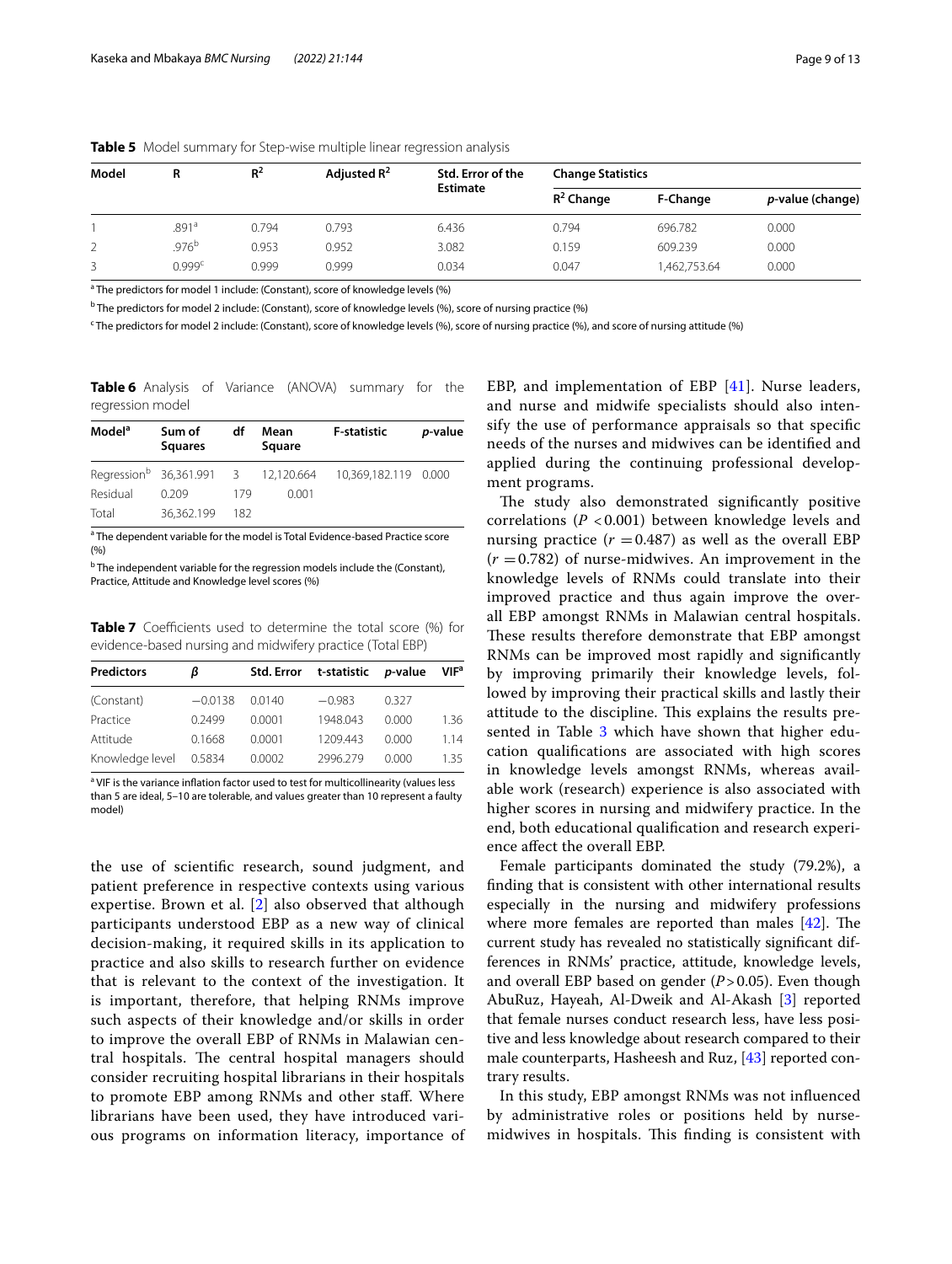**Table 5** Model summary for Step-wise multiple linear regression analysis

| Model | R | $R^2$ | Adjusted $R^2$ | Std. Error of the Estimate | Change Statistics | | |
|---|---|---|---|---|---|---|---|
| | | | | | $R^2$ Change | F-Change | *p*-value (change) |
| 1 | .891[a] | 0.794 | 0.793 | 6.436 | 0.794 | 696.782 | 0.000 |
| 2 | .976[b] | 0.953 | 0.952 | 3.082 | 0.159 | 609.239 | 0.000 |
| 3 | 0.999[c] | 0.999 | 0.999 | 0.034 | 0.047 | 1,462,753.64 | 0.000 |

[a] The predictors for model 1 include: (Constant), score of knowledge levels (%)

[b] The predictors for model 2 include: (Constant), score of knowledge levels (%), score of nursing practice (%)

[c] The predictors for model 2 include: (Constant), score of knowledge levels (%), score of nursing practice (%), and score of nursing attitude (%)

**Table 6** Analysis of Variance (ANOVA) summary for the regression model

| Model[a] | Sum of Squares | df | Mean Square | F-statistic | *p*-value |
|---|---|---|---|---|---|
| Regression[b] | 36,361.991 | 3 | 12,120.664 | 10,369,182.119 | 0.000 |
| Residual | 0.209 | 179 | 0.001 | | |
| Total | 36,362.199 | 182 | | | |

[a] The dependent variable for the model is Total Evidence-based Practice score (%)

[b] The independent variable for the regression models include the (Constant), Practice, Attitude and Knowledge level scores (%)

**Table 7** Coefficients used to determine the total score (%) for evidence-based nursing and midwifery practice (Total EBP)

| Predictors | β | Std. Error | t-statistic | *p*-value | VIF[a] |
|---|---|---|---|---|---|
| (Constant) | −0.0138 | 0.0140 | −0.983 | 0.327 | |
| Practice | 0.2499 | 0.0001 | 1948.043 | 0.000 | 1.36 |
| Attitude | 0.1668 | 0.0001 | 1209.443 | 0.000 | 1.14 |
| Knowledge level | 0.5834 | 0.0002 | 2996.279 | 0.000 | 1.35 |

[a] VIF is the variance inflation factor used to test for multicollinearity (values less than 5 are ideal, 5–10 are tolerable, and values greater than 10 represent a faulty model)

the use of scientific research, sound judgment, and patient preference in respective contexts using various expertise. Brown et al. [2] also observed that although participants understood EBP as a new way of clinical decision-making, it required skills in its application to practice and also skills to research further on evidence that is relevant to the context of the investigation. It is important, therefore, that helping RNMs improve such aspects of their knowledge and/or skills in order to improve the overall EBP of RNMs in Malawian central hospitals. The central hospital managers should consider recruiting hospital librarians in their hospitals to promote EBP among RNMs and other staff. Where librarians have been used, they have introduced various programs on information literacy, importance of EBP, and implementation of EBP [41]. Nurse leaders, and nurse and midwife specialists should also intensify the use of performance appraisals so that specific needs of the nurses and midwives can be identified and applied during the continuing professional development programs.

The study also demonstrated significantly positive correlations ($P < 0.001$) between knowledge levels and nursing practice ($r = 0.487$) as well as the overall EBP ($r = 0.782$) of nurse-midwives. An improvement in the knowledge levels of RNMs could translate into their improved practice and thus again improve the overall EBP amongst RNMs in Malawian central hospitals. These results therefore demonstrate that EBP amongst RNMs can be improved most rapidly and significantly by improving primarily their knowledge levels, followed by improving their practical skills and lastly their attitude to the discipline. This explains the results presented in Table 3 which have shown that higher education qualifications are associated with high scores in knowledge levels amongst RNMs, whereas available work (research) experience is also associated with higher scores in nursing and midwifery practice. In the end, both educational qualification and research experience affect the overall EBP.

Female participants dominated the study (79.2%), a finding that is consistent with other international results especially in the nursing and midwifery professions where more females are reported than males [42]. The current study has revealed no statistically significant differences in RNMs' practice, attitude, knowledge levels, and overall EBP based on gender ($P > 0.05$). Even though AbuRuz, Hayeah, Al-Dweik and Al-Akash [3] reported that female nurses conduct research less, have less positive and less knowledge about research compared to their male counterparts, Hasheesh and Ruz, [43] reported contrary results.

In this study, EBP amongst RNMs was not influenced by administrative roles or positions held by nurse-midwives in hospitals. This finding is consistent with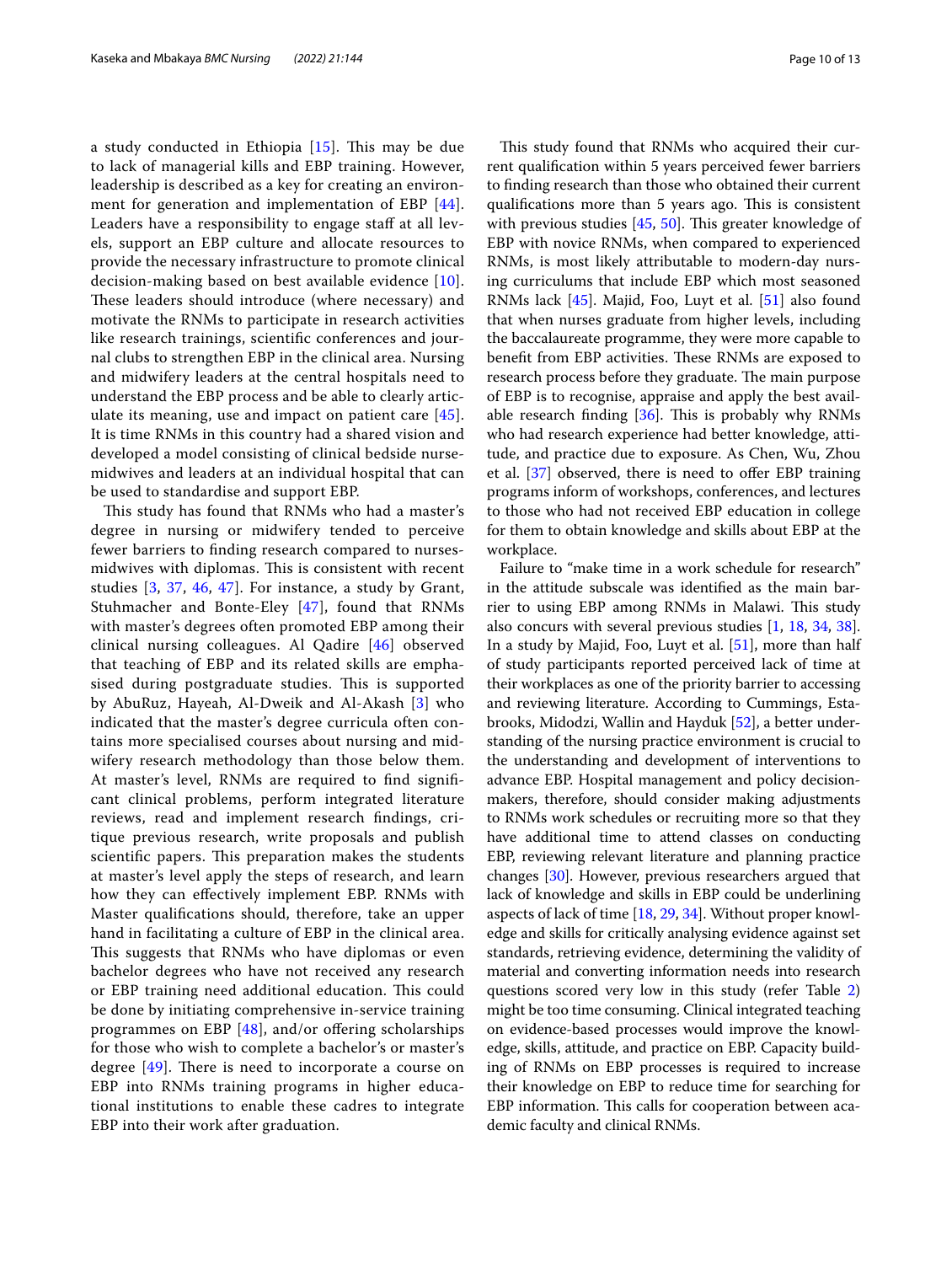a study conducted in Ethiopia [15]. This may be due to lack of managerial kills and EBP training. However, leadership is described as a key for creating an environment for generation and implementation of EBP [44]. Leaders have a responsibility to engage staff at all levels, support an EBP culture and allocate resources to provide the necessary infrastructure to promote clinical decision-making based on best available evidence [10]. These leaders should introduce (where necessary) and motivate the RNMs to participate in research activities like research trainings, scientific conferences and journal clubs to strengthen EBP in the clinical area. Nursing and midwifery leaders at the central hospitals need to understand the EBP process and be able to clearly articulate its meaning, use and impact on patient care [45]. It is time RNMs in this country had a shared vision and developed a model consisting of clinical bedside nurse-midwives and leaders at an individual hospital that can be used to standardise and support EBP.

This study has found that RNMs who had a master's degree in nursing or midwifery tended to perceive fewer barriers to finding research compared to nurses-midwives with diplomas. This is consistent with recent studies [3, 37, 46, 47]. For instance, a study by Grant, Stuhmacher and Bonte-Eley [47], found that RNMs with master's degrees often promoted EBP among their clinical nursing colleagues. Al Qadire [46] observed that teaching of EBP and its related skills are emphasised during postgraduate studies. This is supported by AbuRuz, Hayeah, Al-Dweik and Al-Akash [3] who indicated that the master's degree curricula often contains more specialised courses about nursing and midwifery research methodology than those below them. At master's level, RNMs are required to find significant clinical problems, perform integrated literature reviews, read and implement research findings, critique previous research, write proposals and publish scientific papers. This preparation makes the students at master's level apply the steps of research, and learn how they can effectively implement EBP. RNMs with Master qualifications should, therefore, take an upper hand in facilitating a culture of EBP in the clinical area. This suggests that RNMs who have diplomas or even bachelor degrees who have not received any research or EBP training need additional education. This could be done by initiating comprehensive in-service training programmes on EBP [48], and/or offering scholarships for those who wish to complete a bachelor's or master's degree [49]. There is need to incorporate a course on EBP into RNMs training programs in higher educational institutions to enable these cadres to integrate EBP into their work after graduation.

This study found that RNMs who acquired their current qualification within 5 years perceived fewer barriers to finding research than those who obtained their current qualifications more than 5 years ago. This is consistent with previous studies [45, 50]. This greater knowledge of EBP with novice RNMs, when compared to experienced RNMs, is most likely attributable to modern-day nursing curriculums that include EBP which most seasoned RNMs lack [45]. Majid, Foo, Luyt et al. [51] also found that when nurses graduate from higher levels, including the baccalaureate programme, they were more capable to benefit from EBP activities. These RNMs are exposed to research process before they graduate. The main purpose of EBP is to recognise, appraise and apply the best available research finding [36]. This is probably why RNMs who had research experience had better knowledge, attitude, and practice due to exposure. As Chen, Wu, Zhou et al. [37] observed, there is need to offer EBP training programs inform of workshops, conferences, and lectures to those who had not received EBP education in college for them to obtain knowledge and skills about EBP at the workplace.

Failure to "make time in a work schedule for research" in the attitude subscale was identified as the main barrier to using EBP among RNMs in Malawi. This study also concurs with several previous studies [1, 18, 34, 38]. In a study by Majid, Foo, Luyt et al. [51], more than half of study participants reported perceived lack of time at their workplaces as one of the priority barrier to accessing and reviewing literature. According to Cummings, Estabrooks, Midodzi, Wallin and Hayduk [52], a better understanding of the nursing practice environment is crucial to the understanding and development of interventions to advance EBP. Hospital management and policy decision-makers, therefore, should consider making adjustments to RNMs work schedules or recruiting more so that they have additional time to attend classes on conducting EBP, reviewing relevant literature and planning practice changes [30]. However, previous researchers argued that lack of knowledge and skills in EBP could be underlining aspects of lack of time [18, 29, 34]. Without proper knowledge and skills for critically analysing evidence against set standards, retrieving evidence, determining the validity of material and converting information needs into research questions scored very low in this study (refer Table 2) might be too time consuming. Clinical integrated teaching on evidence-based processes would improve the knowledge, skills, attitude, and practice on EBP. Capacity building of RNMs on EBP processes is required to increase their knowledge on EBP to reduce time for searching for EBP information. This calls for cooperation between academic faculty and clinical RNMs.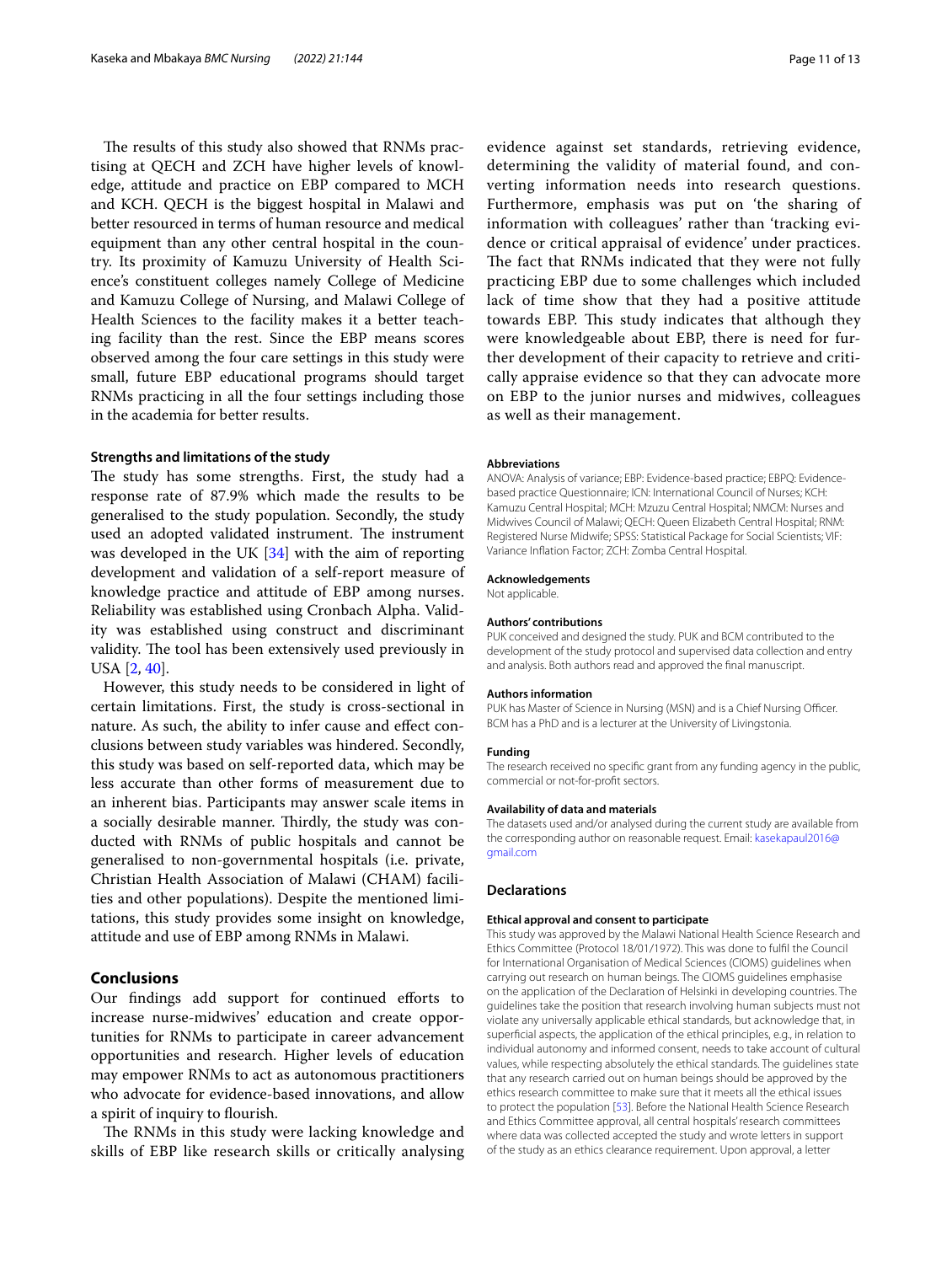The results of this study also showed that RNMs practising at QECH and ZCH have higher levels of knowledge, attitude and practice on EBP compared to MCH and KCH. QECH is the biggest hospital in Malawi and better resourced in terms of human resource and medical equipment than any other central hospital in the country. Its proximity of Kamuzu University of Health Science's constituent colleges namely College of Medicine and Kamuzu College of Nursing, and Malawi College of Health Sciences to the facility makes it a better teaching facility than the rest. Since the EBP means scores observed among the four care settings in this study were small, future EBP educational programs should target RNMs practicing in all the four settings including those in the academia for better results.

### Strengths and limitations of the study

The study has some strengths. First, the study had a response rate of 87.9% which made the results to be generalised to the study population. Secondly, the study used an adopted validated instrument. The instrument was developed in the UK [34] with the aim of reporting development and validation of a self-report measure of knowledge practice and attitude of EBP among nurses. Reliability was established using Cronbach Alpha. Validity was established using construct and discriminant validity. The tool has been extensively used previously in USA [2, 40].

However, this study needs to be considered in light of certain limitations. First, the study is cross-sectional in nature. As such, the ability to infer cause and effect conclusions between study variables was hindered. Secondly, this study was based on self-reported data, which may be less accurate than other forms of measurement due to an inherent bias. Participants may answer scale items in a socially desirable manner. Thirdly, the study was conducted with RNMs of public hospitals and cannot be generalised to non-governmental hospitals (i.e. private, Christian Health Association of Malawi (CHAM) facilities and other populations). Despite the mentioned limitations, this study provides some insight on knowledge, attitude and use of EBP among RNMs in Malawi.

## Conclusions

Our findings add support for continued efforts to increase nurse-midwives' education and create opportunities for RNMs to participate in career advancement opportunities and research. Higher levels of education may empower RNMs to act as autonomous practitioners who advocate for evidence-based innovations, and allow a spirit of inquiry to flourish.

The RNMs in this study were lacking knowledge and skills of EBP like research skills or critically analysing evidence against set standards, retrieving evidence, determining the validity of material found, and converting information needs into research questions. Furthermore, emphasis was put on 'the sharing of information with colleagues' rather than 'tracking evidence or critical appraisal of evidence' under practices. The fact that RNMs indicated that they were not fully practicing EBP due to some challenges which included lack of time show that they had a positive attitude towards EBP. This study indicates that although they were knowledgeable about EBP, there is need for further development of their capacity to retrieve and critically appraise evidence so that they can advocate more on EBP to the junior nurses and midwives, colleagues as well as their management.

#### Abbreviations

ANOVA: Analysis of variance; EBP: Evidence-based practice; EBPQ: Evidence-based practice Questionnaire; ICN: International Council of Nurses; KCH: Kamuzu Central Hospital; MCH: Mzuzu Central Hospital; NMCM: Nurses and Midwives Council of Malawi; QECH: Queen Elizabeth Central Hospital; RNM: Registered Nurse Midwife; SPSS: Statistical Package for Social Scientists; VIF: Variance Inflation Factor; ZCH: Zomba Central Hospital.

#### Acknowledgements

Not applicable.

#### Authors' contributions

PUK conceived and designed the study. PUK and BCM contributed to the development of the study protocol and supervised data collection and entry and analysis. Both authors read and approved the final manuscript.

#### Authors information

PUK has Master of Science in Nursing (MSN) and is a Chief Nursing Officer. BCM has a PhD and is a lecturer at the University of Livingstonia.

#### Funding

The research received no specific grant from any funding agency in the public, commercial or not-for-profit sectors.

#### Availability of data and materials

The datasets used and/or analysed during the current study are available from the corresponding author on reasonable request. Email: kasekapaul2016@gmail.com

### Declarations

#### Ethical approval and consent to participate

This study was approved by the Malawi National Health Science Research and Ethics Committee (Protocol 18/01/1972). This was done to fulfil the Council for International Organisation of Medical Sciences (CIOMS) guidelines when carrying out research on human beings. The CIOMS guidelines emphasise on the application of the Declaration of Helsinki in developing countries. The guidelines take the position that research involving human subjects must not violate any universally applicable ethical standards, but acknowledge that, in superficial aspects, the application of the ethical principles, e.g., in relation to individual autonomy and informed consent, needs to take account of cultural values, while respecting absolutely the ethical standards. The guidelines state that any research carried out on human beings should be approved by the ethics research committee to make sure that it meets all the ethical issues to protect the population [53]. Before the National Health Science Research and Ethics Committee approval, all central hospitals' research committees where data was collected accepted the study and wrote letters in support of the study as an ethics clearance requirement. Upon approval, a letter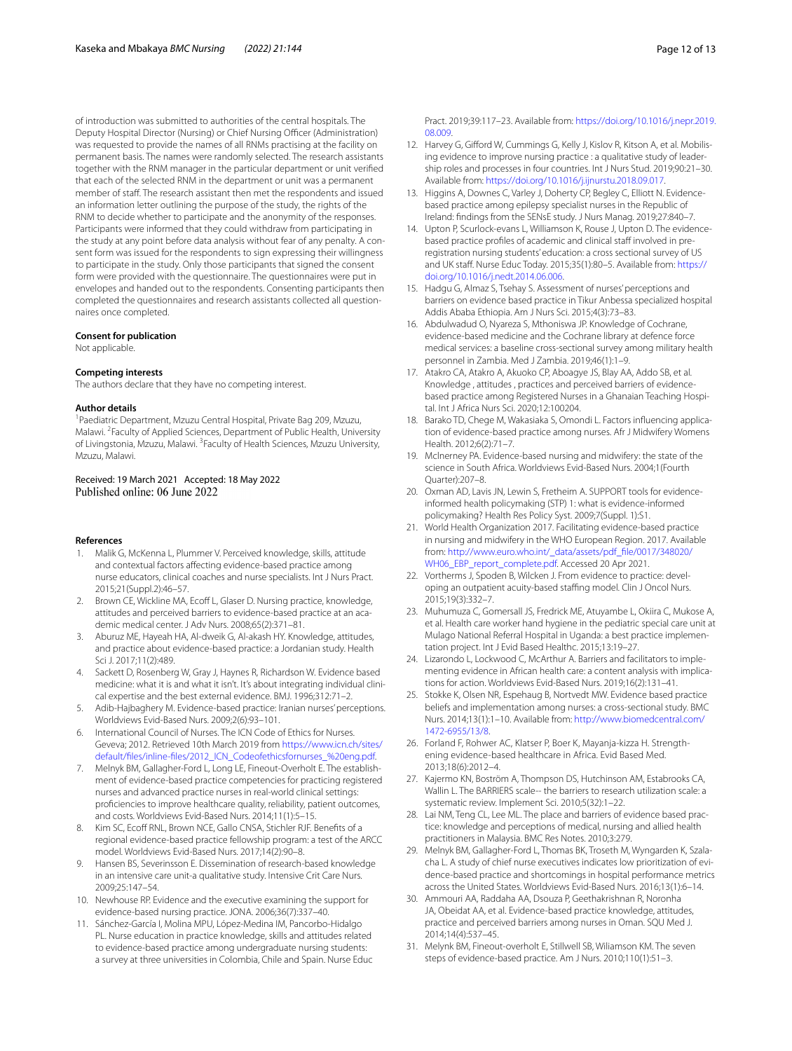of introduction was submitted to authorities of the central hospitals. The Deputy Hospital Director (Nursing) or Chief Nursing Officer (Administration) was requested to provide the names of all RNMs practising at the facility on permanent basis. The names were randomly selected. The research assistants together with the RNM manager in the particular department or unit verified that each of the selected RNM in the department or unit was a permanent member of staff. The research assistant then met the respondents and issued an information letter outlining the purpose of the study, the rights of the RNM to decide whether to participate and the anonymity of the responses. Participants were informed that they could withdraw from participating in the study at any point before data analysis without fear of any penalty. A consent form was issued for the respondents to sign expressing their willingness to participate in the study. Only those participants that signed the consent form were provided with the questionnaire. The questionnaires were put in envelopes and handed out to the respondents. Consenting participants then completed the questionnaires and research assistants collected all questionnaires once completed.

### Consent for publication

Not applicable.

### Competing interests

The authors declare that they have no competing interest.

### Author details

[1]Paediatric Department, Mzuzu Central Hospital, Private Bag 209, Mzuzu, Malawi. [2]Faculty of Applied Sciences, Department of Public Health, University of Livingstonia, Mzuzu, Malawi. [3]Faculty of Health Sciences, Mzuzu University, Mzuzu, Malawi.

Received: 19 March 2021 Accepted: 18 May 2022
Published online: 06 June 2022

### References

1. Malik G, McKenna L, Plummer V. Perceived knowledge, skills, attitude and contextual factors affecting evidence-based practice among nurse educators, clinical coaches and nurse specialists. Int J Nurs Pract. 2015;21(Suppl.2):46–57.
2. Brown CE, Wickline MA, Ecoff L, Glaser D. Nursing practice, knowledge, attitudes and perceived barriers to evidence-based practice at an academic medical center. J Adv Nurs. 2008;65(2):371–81.
3. Aburuz ME, Hayeah HA, Al-dweik G, Al-akash HY. Knowledge, attitudes, and practice about evidence-based practice: a Jordanian study. Health Sci J. 2017;11(2):489.
4. Sackett D, Rosenberg W, Gray J, Haynes R, Richardson W. Evidence based medicine: what it is and what it isn't. It's about integrating individual clinical expertise and the best external evidence. BMJ. 1996;312:71–2.
5. Adib-Hajbaghery M. Evidence-based practice: Iranian nurses' perceptions. Worldviews Evid-Based Nurs. 2009;2(6):93–101.
6. International Council of Nurses. The ICN Code of Ethics for Nurses. Geveva; 2012. Retrieved 10th March 2019 from https://www.icn.ch/sites/default/files/inline-files/2012_ICN_Codeofethicsfornurses_%20eng.pdf.
7. Melnyk BM, Gallagher-Ford L, Long LE, Fineout-Overholt E. The establishment of evidence-based practice competencies for practicing registered nurses and advanced practice nurses in real-world clinical settings: proficiencies to improve healthcare quality, reliability, patient outcomes, and costs. Worldviews Evid-Based Nurs. 2014;11(1):5–15.
8. Kim SC, Ecoff RNL, Brown NCE, Gallo CNSA, Stichler RJF. Benefits of a regional evidence-based practice fellowship program: a test of the ARCC model. Worldviews Evid-Based Nurs. 2017;14(2):90–8.
9. Hansen BS, Severinsson E. Dissemination of research-based knowledge in an intensive care unit-a qualitative study. Intensive Crit Care Nurs. 2009;25:147–54.
10. Newhouse RP. Evidence and the executive examining the support for evidence-based nursing practice. JONA. 2006;36(7):337–40.
11. Sánchez-García I, Molina MPU, López-Medina IM, Pancorbo-Hidalgo PL. Nurse education in practice knowledge, skills and attitudes related to evidence-based practice among undergraduate nursing students: a survey at three universities in Colombia, Chile and Spain. Nurse Educ Pract. 2019;39:117–23. Available from: https://doi.org/10.1016/j.nepr.2019.08.009.
12. Harvey G, Gifford W, Cummings G, Kelly J, Kislov R, Kitson A, et al. Mobilising evidence to improve nursing practice : a qualitative study of leadership roles and processes in four countries. Int J Nurs Stud. 2019;90:21–30. Available from: https://doi.org/10.1016/j.ijnurstu.2018.09.017.
13. Higgins A, Downes C, Varley J, Doherty CP, Begley C, Elliott N. Evidence-based practice among epilepsy specialist nurses in the Republic of Ireland: findings from the SENsE study. J Nurs Manag. 2019;27:840–7.
14. Upton P, Scurlock-evans L, Williamson K, Rouse J, Upton D. The evidence-based practice profiles of academic and clinical staff involved in pre-registration nursing students' education: a cross sectional survey of US and UK staff. Nurse Educ Today. 2015;35(1):80–5. Available from: https://doi.org/10.1016/j.nedt.2014.06.006.
15. Hadgu G, Almaz S, Tsehay S. Assessment of nurses' perceptions and barriers on evidence based practice in Tikur Anbessa specialized hospital Addis Ababa Ethiopia. Am J Nurs Sci. 2015;4(3):73–83.
16. Abdulwadud O, Nyareza S, Mthoniswa JP. Knowledge of Cochrane, evidence-based medicine and the Cochrane library at defence force medical services: a baseline cross-sectional survey among military health personnel in Zambia. Med J Zambia. 2019;46(1):1–9.
17. Atakro CA, Atakro A, Akuoko CP, Aboagye JS, Blay AA, Addo SB, et al. Knowledge , attitudes , practices and perceived barriers of evidence-based practice among Registered Nurses in a Ghanaian Teaching Hospital. Int J Africa Nurs Sci. 2020;12:100204.
18. Barako TD, Chege M, Wakasiaka S, Omondi L. Factors influencing application of evidence-based practice among nurses. Afr J Midwifery Womens Health. 2012;6(2):71–7.
19. McInerney PA. Evidence-based nursing and midwifery: the state of the science in South Africa. Worldviews Evid-Based Nurs. 2004;1(Fourth Quarter):207–8.
20. Oxman AD, Lavis JN, Lewin S, Fretheim A. SUPPORT tools for evidence-informed health policymaking (STP) 1: what is evidence-informed policymaking? Health Res Policy Syst. 2009;7(Suppl. 1):S1.
21. World Health Organization 2017. Facilitating evidence-based practice in nursing and midwifery in the WHO European Region. 2017. Available from: http://www.euro.who.int/_data/assets/pdf_file/0017/348020/WH06_EBP_report_complete.pdf. Accessed 20 Apr 2021.
22. Vortherms J, Spoden B, Wilcken J. From evidence to practice: developing an outpatient acuity-based staffing model. Clin J Oncol Nurs. 2015;19(3):332–7.
23. Muhumuza C, Gomersall JS, Fredrick ME, Atuyambe L, Okiira C, Mukose A, et al. Health care worker hand hygiene in the pediatric special care unit at Mulago National Referral Hospital in Uganda: a best practice implementation project. Int J Evid Based Healthc. 2015;13:19–27.
24. Lizarondo L, Lockwood C, McArthur A. Barriers and facilitators to implementing evidence in African health care: a content analysis with implications for action. Worldviews Evid-Based Nurs. 2019;16(2):131–41.
25. Stokke K, Olsen NR, Espehaug B, Nortvedt MW. Evidence based practice beliefs and implementation among nurses: a cross-sectional study. BMC Nurs. 2014;13(1):1–10. Available from: http://www.biomedcentral.com/1472-6955/13/8.
26. Forland F, Rohwer AC, Klatser P, Boer K, Mayanja-kizza H. Strengthening evidence-based healthcare in Africa. Evid Based Med. 2013;18(6):2012–4.
27. Kajermo KN, Boström A, Thompson DS, Hutchinson AM, Estabrooks CA, Wallin L. The BARRIERS scale-- the barriers to research utilization scale: a systematic review. Implement Sci. 2010;5(32):1–22.
28. Lai NM, Teng CL, Lee ML. The place and barriers of evidence based practice: knowledge and perceptions of medical, nursing and allied health practitioners in Malaysia. BMC Res Notes. 2010;3:279.
29. Melnyk BM, Gallagher-Ford L, Thomas BK, Troseth M, Wyngarden K, Szalacha L. A study of chief nurse executives indicates low prioritization of evidence-based practice and shortcomings in hospital performance metrics across the United States. Worldviews Evid-Based Nurs. 2016;13(1):6–14.
30. Ammouri AA, Raddaha AA, Dsouza P, Geethakrishnan R, Noronha JA, Obeidat AA, et al. Evidence-based practice knowledge, attitudes, practice and perceived barriers among nurses in Oman. SQU Med J. 2014;14(4):537–45.
31. Melnyk BM, Fineout-overholt E, Stillwell SB, Wiliamson KM. The seven steps of evidence-based practice. Am J Nurs. 2010;110(1):51–3.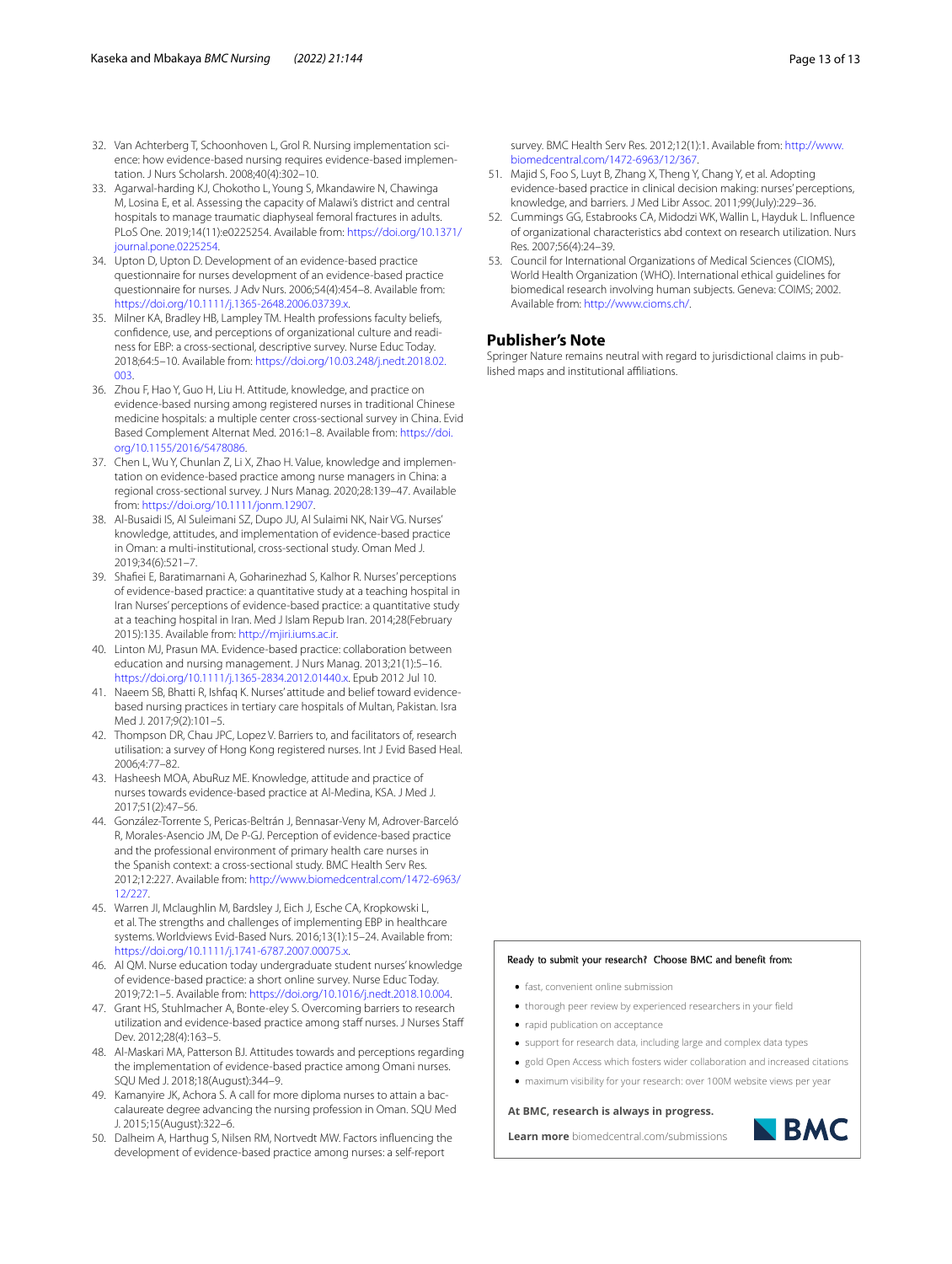32. Van Achterberg T, Schoonhoven L, Grol R. Nursing implementation science: how evidence-based nursing requires evidence-based implementation. J Nurs Scholarsh. 2008;40(4):302–10.
33. Agarwal-harding KJ, Chokotho L, Young S, Mkandawire N, Chawinga M, Losina E, et al. Assessing the capacity of Malawi's district and central hospitals to manage traumatic diaphyseal femoral fractures in adults. PLoS One. 2019;14(11):e0225254. Available from: https://doi.org/10.1371/journal.pone.0225254.
34. Upton D, Upton D. Development of an evidence-based practice questionnaire for nurses development of an evidence-based practice questionnaire for nurses. J Adv Nurs. 2006;54(4):454–8. Available from: https://doi.org/10.1111/j.1365-2648.2006.03739.x.
35. Milner KA, Bradley HB, Lampley TM. Health professions faculty beliefs, confidence, use, and perceptions of organizational culture and readiness for EBP: a cross-sectional, descriptive survey. Nurse Educ Today. 2018;64:5–10. Available from: https://doi.org/10.03.248/j.nedt.2018.02.003.
36. Zhou F, Hao Y, Guo H, Liu H. Attitude, knowledge, and practice on evidence-based nursing among registered nurses in traditional Chinese medicine hospitals: a multiple center cross-sectional survey in China. Evid Based Complement Alternat Med. 2016:1–8. Available from: https://doi.org/10.1155/2016/5478086.
37. Chen L, Wu Y, Chunlan Z, Li X, Zhao H. Value, knowledge and implementation on evidence-based practice among nurse managers in China: a regional cross-sectional survey. J Nurs Manag. 2020;28:139–47. Available from: https://doi.org/10.1111/jonm.12907.
38. Al-Busaidi IS, Al Suleimani SZ, Dupo JU, Al Sulaimi NK, Nair VG. Nurses' knowledge, attitudes, and implementation of evidence-based practice in Oman: a multi-institutional, cross-sectional study. Oman Med J. 2019;34(6):521–7.
39. Shafiei E, Baratimarnani A, Goharinezhad S, Kalhor R. Nurses' perceptions of evidence-based practice: a quantitative study at a teaching hospital in Iran Nurses' perceptions of evidence-based practice: a quantitative study at a teaching hospital in Iran. Med J Islam Repub Iran. 2014;28(February 2015):135. Available from: http://mjiri.iums.ac.ir.
40. Linton MJ, Prasun MA. Evidence-based practice: collaboration between education and nursing management. J Nurs Manag. 2013;21(1):5–16. https://doi.org/10.1111/j.1365-2834.2012.01440.x. Epub 2012 Jul 10.
41. Naeem SB, Bhatti R, Ishfaq K. Nurses' attitude and belief toward evidence-based nursing practices in tertiary care hospitals of Multan, Pakistan. Isra Med J. 2017;9(2):101–5.
42. Thompson DR, Chau JPC, Lopez V. Barriers to, and facilitators of, research utilisation: a survey of Hong Kong registered nurses. Int J Evid Based Heal. 2006;4:77–82.
43. Hasheesh MOA, AbuRuz ME. Knowledge, attitude and practice of nurses towards evidence-based practice at Al-Medina, KSA. J Med J. 2017;51(2):47–56.
44. González-Torrente S, Pericas-Beltrán J, Bennasar-Veny M, Adrover-Barceló R, Morales-Asencio JM, De P-GJ. Perception of evidence-based practice and the professional environment of primary health care nurses in the Spanish context: a cross-sectional study. BMC Health Serv Res. 2012;12:227. Available from: http://www.biomedcentral.com/1472-6963/12/227.
45. Warren JI, Mclaughlin M, Bardsley J, Eich J, Esche CA, Kropkowski L, et al. The strengths and challenges of implementing EBP in healthcare systems. Worldviews Evid-Based Nurs. 2016;13(1):15–24. Available from: https://doi.org/10.1111/j.1741-6787.2007.00075.x.
46. Al QM. Nurse education today undergraduate student nurses' knowledge of evidence-based practice: a short online survey. Nurse Educ Today. 2019;72:1–5. Available from: https://doi.org/10.1016/j.nedt.2018.10.004.
47. Grant HS, Stuhlmacher A, Bonte-eley S. Overcoming barriers to research utilization and evidence-based practice among staff nurses. J Nurses Staff Dev. 2012;28(4):163–5.
48. Al-Maskari MA, Patterson BJ. Attitudes towards and perceptions regarding the implementation of evidence-based practice among Omani nurses. SQU Med J. 2018;18(August):344–9.
49. Kamanyire JK, Achora S. A call for more diploma nurses to attain a baccalaureate degree advancing the nursing profession in Oman. SQU Med J. 2015;15(August):322–6.
50. Dalheim A, Harthug S, Nilsen RM, Nortvedt MW. Factors influencing the development of evidence-based practice among nurses: a self-report survey. BMC Health Serv Res. 2012;12(1):1. Available from: http://www.biomedcentral.com/1472-6963/12/367.
51. Majid S, Foo S, Luyt B, Zhang X, Theng Y, Chang Y, et al. Adopting evidence-based practice in clinical decision making: nurses' perceptions, knowledge, and barriers. J Med Libr Assoc. 2011;99(July):229–36.
52. Cummings GG, Estabrooks CA, Midodzi WK, Wallin L, Hayduk L. Influence of organizational characteristics abd context on research utilization. Nurs Res. 2007;56(4):24–39.
53. Council for International Organizations of Medical Sciences (CIOMS), World Health Organization (WHO). International ethical guidelines for biomedical research involving human subjects. Geneva: COIMS; 2002. Available from: http://www.cioms.ch/.

## Publisher's Note

Springer Nature remains neutral with regard to jurisdictional claims in published maps and institutional affiliations.

Ready to submit your research? Choose BMC and benefit from:

- fast, convenient online submission
- thorough peer review by experienced researchers in your field
- rapid publication on acceptance
- support for research data, including large and complex data types
- gold Open Access which fosters wider collaboration and increased citations
- maximum visibility for your research: over 100M website views per year

**At BMC, research is always in progress.**

**Learn more** biomedcentral.com/submissions

BMC